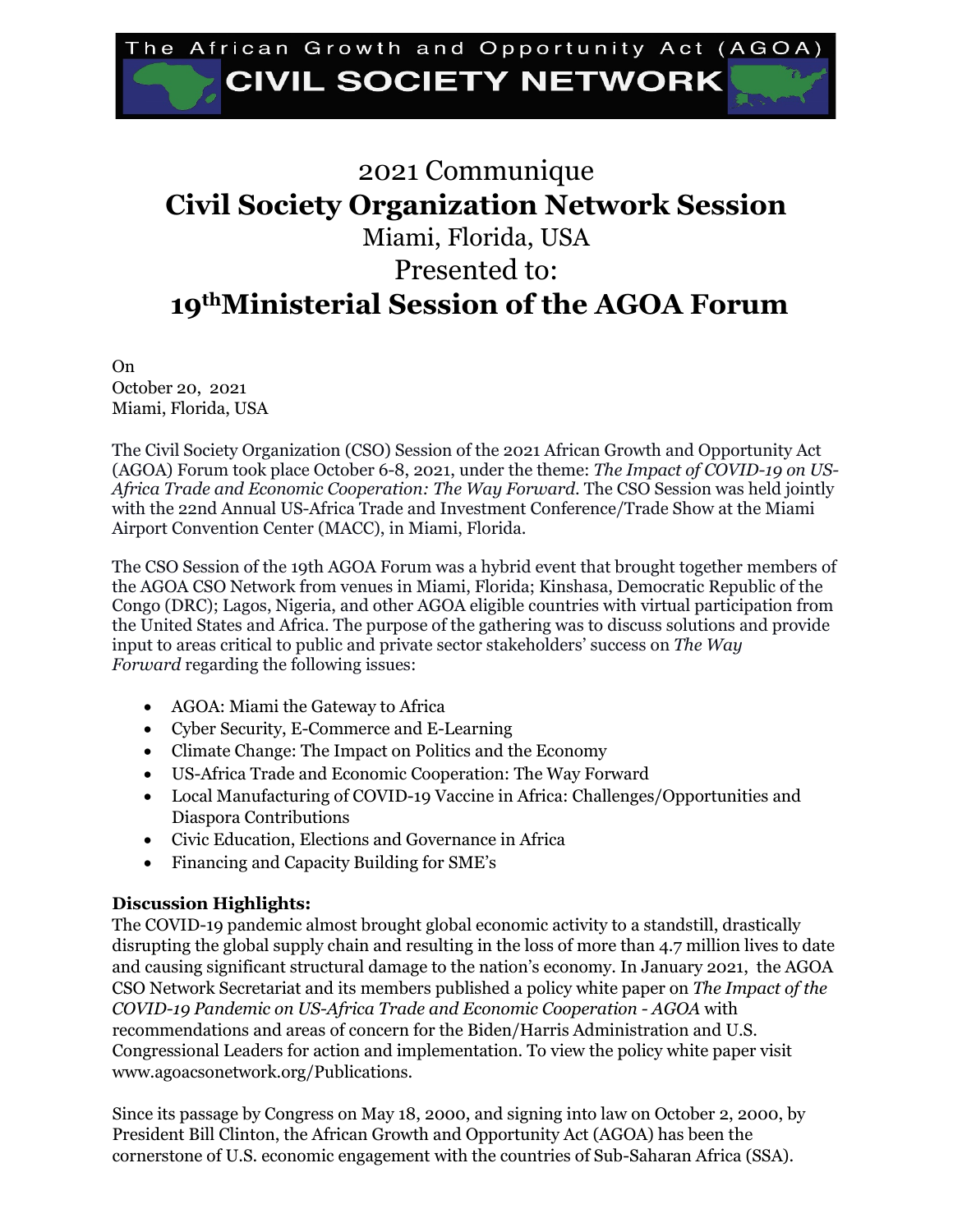The African Growth and Opportunity Act (AGOA)
**CIVIL SOCIETY NETWORK**

# 2021 Communique
# **Civil Society Organization Network Session**
## Miami, Florida, USA
## Presented to:
# **19th Ministerial Session of the AGOA Forum**

On
October 20, 2021
Miami, Florida, USA

The Civil Society Organization (CSO) Session of the 2021 African Growth and Opportunity Act (AGOA) Forum took place October 6-8, 2021, under the theme: *The Impact of COVID-19 on US-Africa Trade and Economic Cooperation: The Way Forward*. The CSO Session was held jointly with the 22nd Annual US-Africa Trade and Investment Conference/Trade Show at the Miami Airport Convention Center (MACC), in Miami, Florida.

The CSO Session of the 19th AGOA Forum was a hybrid event that brought together members of the AGOA CSO Network from venues in Miami, Florida; Kinshasa, Democratic Republic of the Congo (DRC); Lagos, Nigeria, and other AGOA eligible countries with virtual participation from the United States and Africa. The purpose of the gathering was to discuss solutions and provide input to areas critical to public and private sector stakeholders' success on *The Way Forward* regarding the following issues:

- AGOA: Miami the Gateway to Africa
- Cyber Security, E-Commerce and E-Learning
- Climate Change: The Impact on Politics and the Economy
- US-Africa Trade and Economic Cooperation: The Way Forward
- Local Manufacturing of COVID-19 Vaccine in Africa: Challenges/Opportunities and Diaspora Contributions
- Civic Education, Elections and Governance in Africa
- Financing and Capacity Building for SME's

**Discussion Highlights:**
The COVID-19 pandemic almost brought global economic activity to a standstill, drastically disrupting the global supply chain and resulting in the loss of more than 4.7 million lives to date and causing significant structural damage to the nation's economy. In January 2021, the AGOA CSO Network Secretariat and its members published a policy white paper on *The Impact of the COVID-19 Pandemic on US-Africa Trade and Economic Cooperation - AGOA* with recommendations and areas of concern for the Biden/Harris Administration and U.S. Congressional Leaders for action and implementation. To view the policy white paper visit www.agoacsonetwork.org/Publications.

Since its passage by Congress on May 18, 2000, and signing into law on October 2, 2000, by President Bill Clinton, the African Growth and Opportunity Act (AGOA) has been the cornerstone of U.S. economic engagement with the countries of Sub-Saharan Africa (SSA).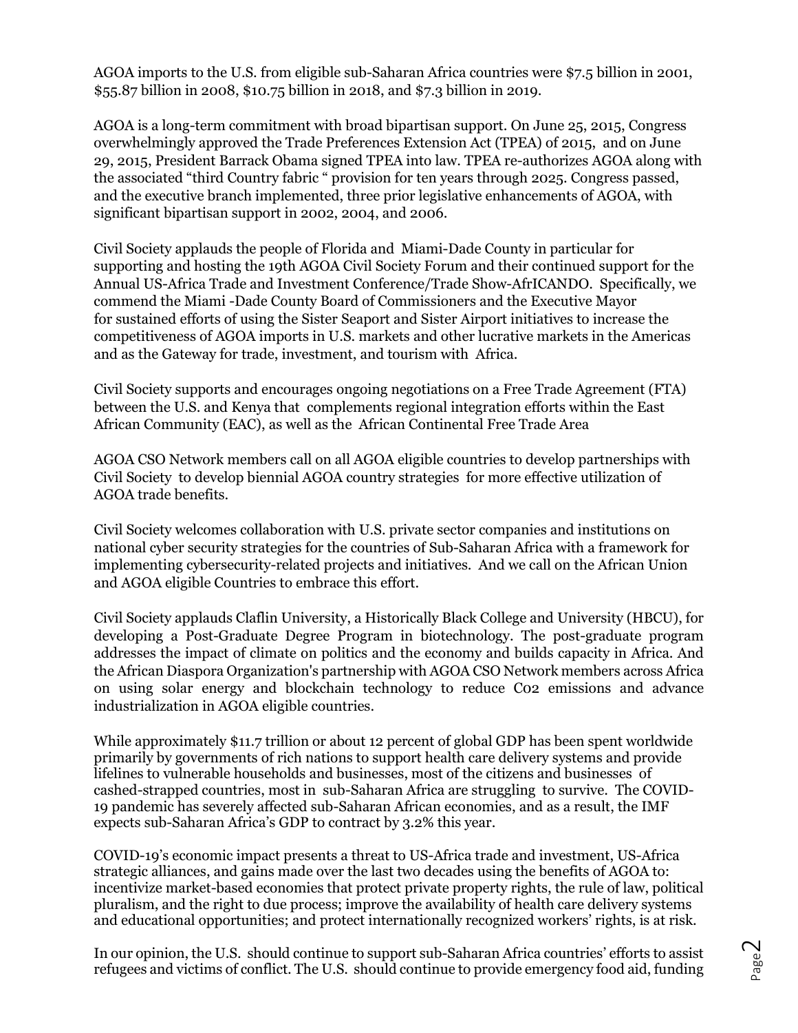AGOA imports to the U.S. from eligible sub-Saharan Africa countries were $7.5 billion in 2001, $55.87 billion in 2008, $10.75 billion in 2018, and $7.3 billion in 2019.

AGOA is a long-term commitment with broad bipartisan support. On June 25, 2015, Congress overwhelmingly approved the Trade Preferences Extension Act (TPEA) of 2015, and on June 29, 2015, President Barrack Obama signed TPEA into law. TPEA re-authorizes AGOA along with the associated "third Country fabric " provision for ten years through 2025. Congress passed, and the executive branch implemented, three prior legislative enhancements of AGOA, with significant bipartisan support in 2002, 2004, and 2006.

Civil Society applauds the people of Florida and Miami-Dade County in particular for supporting and hosting the 19th AGOA Civil Society Forum and their continued support for the Annual US-Africa Trade and Investment Conference/Trade Show-AfrICANDO. Specifically, we commend the Miami -Dade County Board of Commissioners and the Executive Mayor for sustained efforts of using the Sister Seaport and Sister Airport initiatives to increase the competitiveness of AGOA imports in U.S. markets and other lucrative markets in the Americas and as the Gateway for trade, investment, and tourism with Africa.

Civil Society supports and encourages ongoing negotiations on a Free Trade Agreement (FTA) between the U.S. and Kenya that complements regional integration efforts within the East African Community (EAC), as well as the African Continental Free Trade Area

AGOA CSO Network members call on all AGOA eligible countries to develop partnerships with Civil Society to develop biennial AGOA country strategies for more effective utilization of AGOA trade benefits.

Civil Society welcomes collaboration with U.S. private sector companies and institutions on national cyber security strategies for the countries of Sub-Saharan Africa with a framework for implementing cybersecurity-related projects and initiatives. And we call on the African Union and AGOA eligible Countries to embrace this effort.

Civil Society applauds Claflin University, a Historically Black College and University (HBCU), for developing a Post-Graduate Degree Program in biotechnology. The post-graduate program addresses the impact of climate on politics and the economy and builds capacity in Africa. And the African Diaspora Organization's partnership with AGOA CSO Network members across Africa on using solar energy and blockchain technology to reduce $CO_2$ emissions and advance industrialization in AGOA eligible countries.

While approximately $11.7 trillion or about 12 percent of global GDP has been spent worldwide primarily by governments of rich nations to support health care delivery systems and provide lifelines to vulnerable households and businesses, most of the citizens and businesses of cashed-strapped countries, most in sub-Saharan Africa are struggling to survive. The COVID-19 pandemic has severely affected sub-Saharan African economies, and as a result, the IMF expects sub-Saharan Africa's GDP to contract by 3.2% this year.

COVID-19's economic impact presents a threat to US-Africa trade and investment, US-Africa strategic alliances, and gains made over the last two decades using the benefits of AGOA to: incentivize market-based economies that protect private property rights, the rule of law, political pluralism, and the right to due process; improve the availability of health care delivery systems and educational opportunities; and protect internationally recognized workers' rights, is at risk.

In our opinion, the U.S. should continue to support sub-Saharan Africa countries' efforts to assist refugees and victims of conflict. The U.S. should continue to provide emergency food aid, funding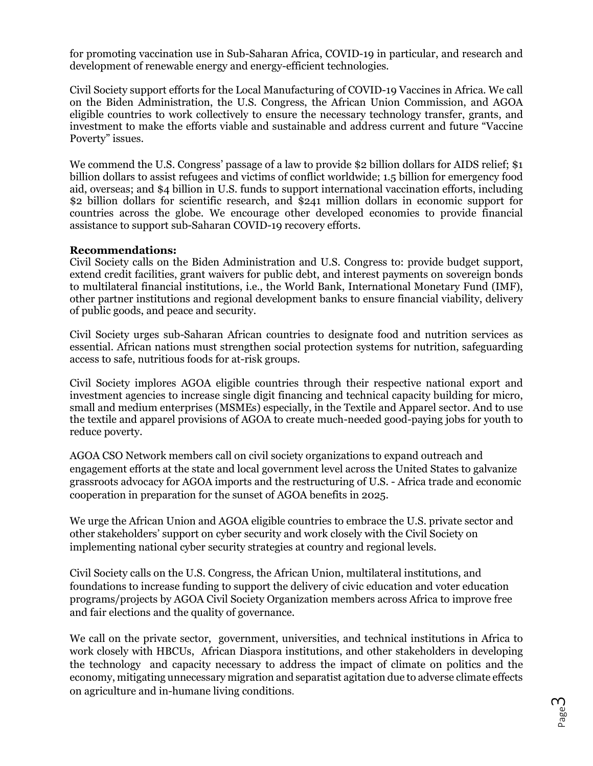for promoting vaccination use in Sub-Saharan Africa, COVID-19 in particular, and research and development of renewable energy and energy-efficient technologies.

Civil Society support efforts for the Local Manufacturing of COVID-19 Vaccines in Africa. We call on the Biden Administration, the U.S. Congress, the African Union Commission, and AGOA eligible countries to work collectively to ensure the necessary technology transfer, grants, and investment to make the efforts viable and sustainable and address current and future "Vaccine Poverty" issues.

We commend the U.S. Congress' passage of a law to provide $2 billion dollars for AIDS relief; $1 billion dollars to assist refugees and victims of conflict worldwide; 1.5 billion for emergency food aid, overseas; and $4 billion in U.S. funds to support international vaccination efforts, including $2 billion dollars for scientific research, and $241 million dollars in economic support for countries across the globe. We encourage other developed economies to provide financial assistance to support sub-Saharan COVID-19 recovery efforts.

**Recommendations:**
Civil Society calls on the Biden Administration and U.S. Congress to: provide budget support, extend credit facilities, grant waivers for public debt, and interest payments on sovereign bonds to multilateral financial institutions, i.e., the World Bank, International Monetary Fund (IMF), other partner institutions and regional development banks to ensure financial viability, delivery of public goods, and peace and security.

Civil Society urges sub-Saharan African countries to designate food and nutrition services as essential. African nations must strengthen social protection systems for nutrition, safeguarding access to safe, nutritious foods for at-risk groups.

Civil Society implores AGOA eligible countries through their respective national export and investment agencies to increase single digit financing and technical capacity building for micro, small and medium enterprises (MSMEs) especially, in the Textile and Apparel sector. And to use the textile and apparel provisions of AGOA to create much-needed good-paying jobs for youth to reduce poverty.

AGOA CSO Network members call on civil society organizations to expand outreach and engagement efforts at the state and local government level across the United States to galvanize grassroots advocacy for AGOA imports and the restructuring of U.S. - Africa trade and economic cooperation in preparation for the sunset of AGOA benefits in 2025.

We urge the African Union and AGOA eligible countries to embrace the U.S. private sector and other stakeholders' support on cyber security and work closely with the Civil Society on implementing national cyber security strategies at country and regional levels.

Civil Society calls on the U.S. Congress, the African Union, multilateral institutions, and foundations to increase funding to support the delivery of civic education and voter education programs/projects by AGOA Civil Society Organization members across Africa to improve free and fair elections and the quality of governance.

We call on the private sector, government, universities, and technical institutions in Africa to work closely with HBCUs, African Diaspora institutions, and other stakeholders in developing the technology and capacity necessary to address the impact of climate on politics and the economy, mitigating unnecessary migration and separatist agitation due to adverse climate effects on agriculture and in-humane living conditions.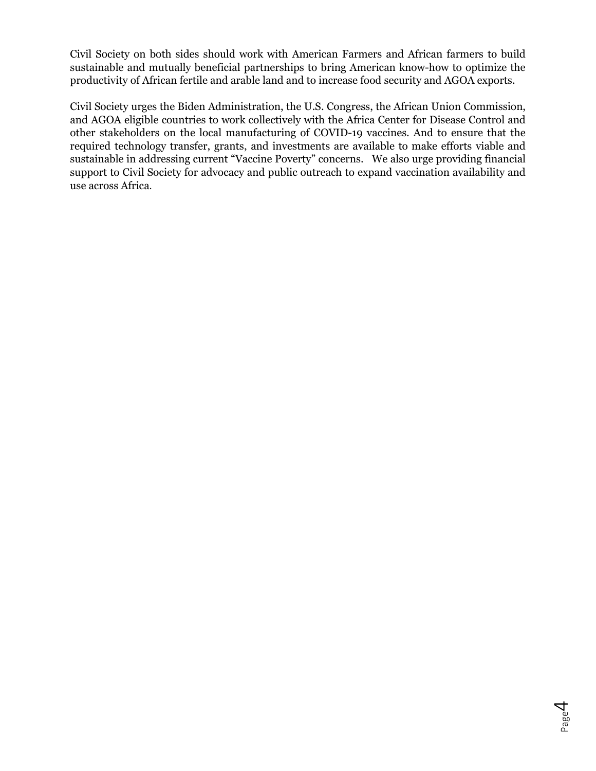Civil Society on both sides should work with American Farmers and African farmers to build sustainable and mutually beneficial partnerships to bring American know-how to optimize the productivity of African fertile and arable land and to increase food security and AGOA exports.

Civil Society urges the Biden Administration, the U.S. Congress, the African Union Commission, and AGOA eligible countries to work collectively with the Africa Center for Disease Control and other stakeholders on the local manufacturing of COVID-19 vaccines. And to ensure that the required technology transfer, grants, and investments are available to make efforts viable and sustainable in addressing current "Vaccine Poverty" concerns. We also urge providing financial support to Civil Society for advocacy and public outreach to expand vaccination availability and use across Africa.